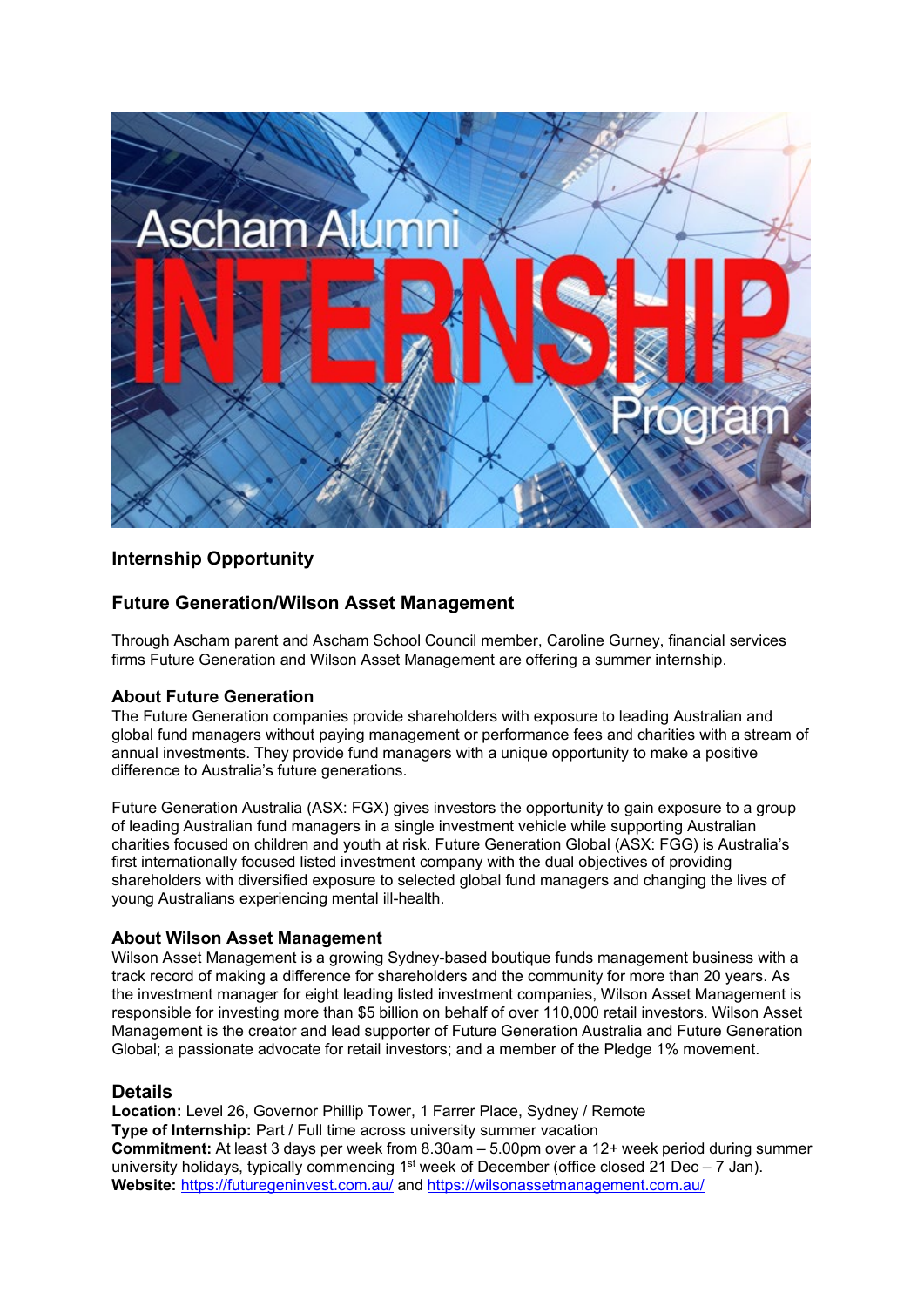## Internship Opportunity

## Future Generation/Wilson Asset Management

Through Ascham parent and Ascham School Council member, Caroline Gurney, financial services firms Future Generation and Wilson Asset Management are offering a summer internship.

### About Future Generation

The Future Generation companies provide shareholders with exposure to leading Australian and global fund managers without paying management or performance fees and charities with a stream of annual investments. They provide fund managers with a unique opportunity to make a positive difference to Australia's future generations.

Future Generation Australia (ASX: FGX) gives investors the opportunity to gain exposure to a group of leading Australian fund managers in a single investment vehicle while supporting Australian charities focused on children and youth at risk. Future Generation Global (ASX: FGG) is Australia's first internationally focused listed investment company with the dual objectives of providing shareholders with diversified exposure to selected global fund managers and changing the lives of young Australians experiencing mental ill-health.

### About Wilson Asset Management

Wilson Asset Management is a growing Sydney-based boutique funds management business with a track record of making a difference for shareholders and the community for more than 20 years. As the investment manager for eight leading listed investment companies, Wilson Asset Management is responsible for investing more than $5 billion on behalf of over 110,000 retail investors. Wilson Asset Management is the creator and lead supporter of Future Generation Australia and Future Generation Global; a passionate advocate for retail investors; and a member of the Pledge 1% movement.

## Details

**Location:** Level 26, Governor Phillip Tower, 1 Farrer Place, Sydney / Remote
**Type of Internship:** Part / Full time across university summer vacation
**Commitment:** At least 3 days per week from 8.30am – 5.00pm over a 12+ week period during summer university holidays, typically commencing 1st week of December (office closed 21 Dec – 7 Jan).
**Website:** https://futuregeninvest.com.au/ and https://wilsonassetmanagement.com.au/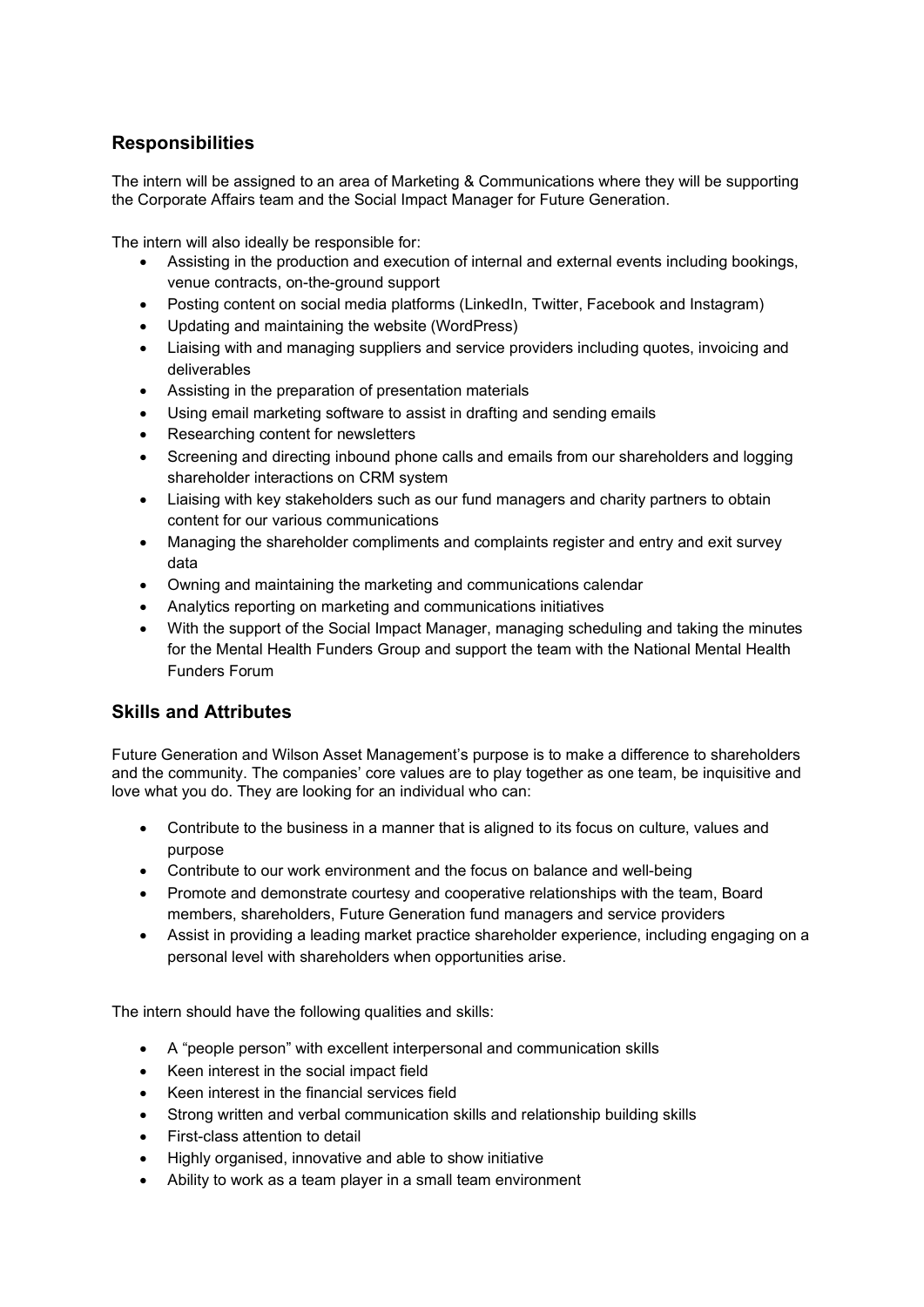## Responsibilities

The intern will be assigned to an area of Marketing & Communications where they will be supporting the Corporate Affairs team and the Social Impact Manager for Future Generation.

The intern will also ideally be responsible for:

- Assisting in the production and execution of internal and external events including bookings, venue contracts, on-the-ground support
- Posting content on social media platforms (LinkedIn, Twitter, Facebook and Instagram)
- Updating and maintaining the website (WordPress)
- Liaising with and managing suppliers and service providers including quotes, invoicing and deliverables
- Assisting in the preparation of presentation materials
- Using email marketing software to assist in drafting and sending emails
- Researching content for newsletters
- Screening and directing inbound phone calls and emails from our shareholders and logging shareholder interactions on CRM system
- Liaising with key stakeholders such as our fund managers and charity partners to obtain content for our various communications
- Managing the shareholder compliments and complaints register and entry and exit survey data
- Owning and maintaining the marketing and communications calendar
- Analytics reporting on marketing and communications initiatives
- With the support of the Social Impact Manager, managing scheduling and taking the minutes for the Mental Health Funders Group and support the team with the National Mental Health Funders Forum

## Skills and Attributes

Future Generation and Wilson Asset Management's purpose is to make a difference to shareholders and the community. The companies' core values are to play together as one team, be inquisitive and love what you do. They are looking for an individual who can:

- Contribute to the business in a manner that is aligned to its focus on culture, values and purpose
- Contribute to our work environment and the focus on balance and well-being
- Promote and demonstrate courtesy and cooperative relationships with the team, Board members, shareholders, Future Generation fund managers and service providers
- Assist in providing a leading market practice shareholder experience, including engaging on a personal level with shareholders when opportunities arise.

The intern should have the following qualities and skills:

- A "people person" with excellent interpersonal and communication skills
- Keen interest in the social impact field
- Keen interest in the financial services field
- Strong written and verbal communication skills and relationship building skills
- First-class attention to detail
- Highly organised, innovative and able to show initiative
- Ability to work as a team player in a small team environment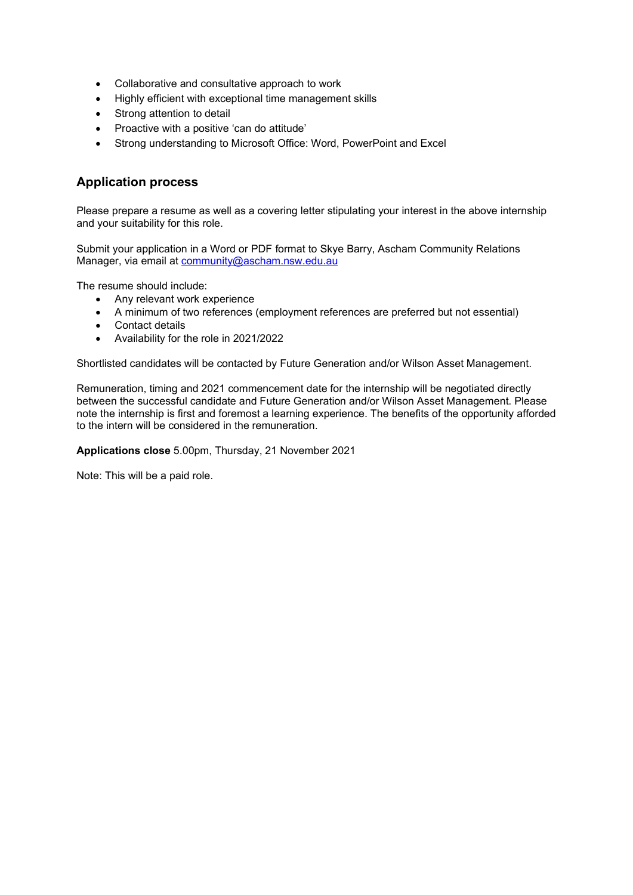- Collaborative and consultative approach to work
- Highly efficient with exceptional time management skills
- Strong attention to detail
- Proactive with a positive 'can do attitude'
- Strong understanding to Microsoft Office: Word, PowerPoint and Excel

## Application process

Please prepare a resume as well as a covering letter stipulating your interest in the above internship and your suitability for this role.

Submit your application in a Word or PDF format to Skye Barry, Ascham Community Relations Manager, via email at community@ascham.nsw.edu.au

The resume should include:

- Any relevant work experience
- A minimum of two references (employment references are preferred but not essential)
- Contact details
- Availability for the role in 2021/2022

Shortlisted candidates will be contacted by Future Generation and/or Wilson Asset Management.

Remuneration, timing and 2021 commencement date for the internship will be negotiated directly between the successful candidate and Future Generation and/or Wilson Asset Management. Please note the internship is first and foremost a learning experience. The benefits of the opportunity afforded to the intern will be considered in the remuneration.

**Applications close** 5.00pm, Thursday, 21 November 2021

Note: This will be a paid role.